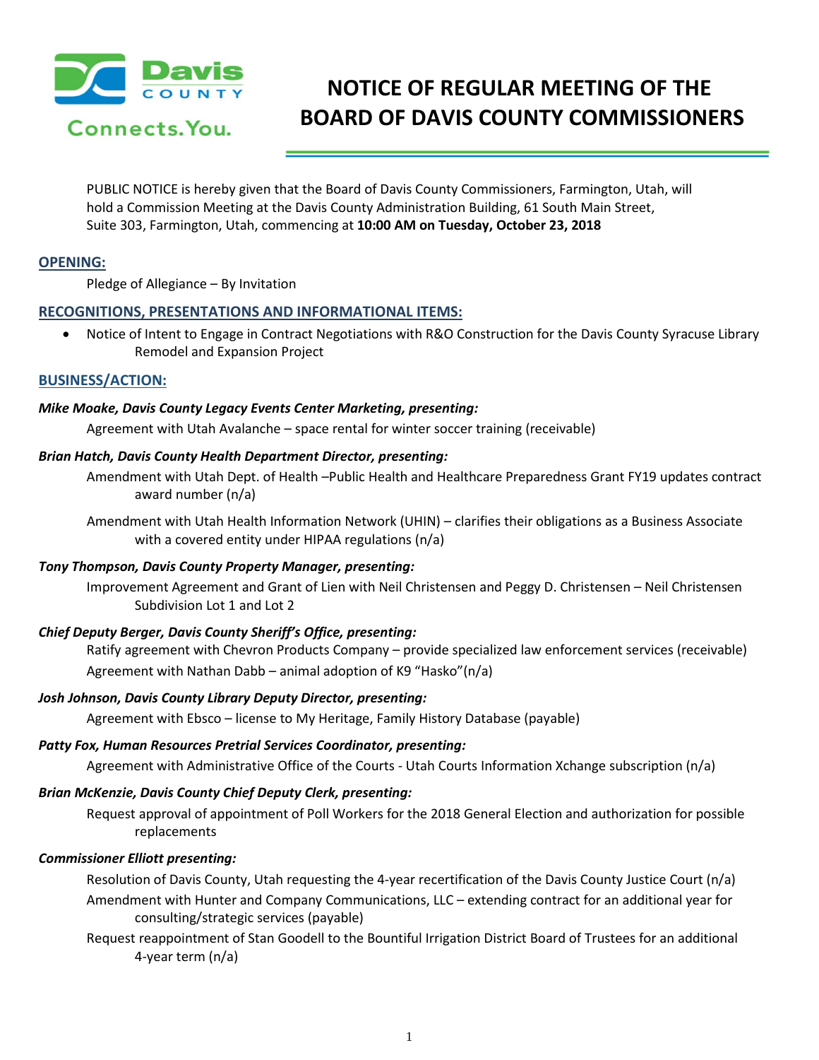# NOTICE OF REGULAR MEETING OF THE BOARD OF DAVIS COUNTY COMMISSIONERS

PUBLIC NOTICE is hereby given that the Board of Davis County Commissioners, Farmington, Utah, will hold a Commission Meeting at the Davis County Administration Building, 61 South Main Street, Suite 303, Farmington, Utah, commencing at **10:00 AM on Tuesday, October 23, 2018**

## OPENING:

Pledge of Allegiance – By Invitation

## RECOGNITIONS, PRESENTATIONS AND INFORMATIONAL ITEMS:

- Notice of Intent to Engage in Contract Negotiations with R&O Construction for the Davis County Syracuse Library Remodel and Expansion Project

## BUSINESS/ACTION:

***Mike Moake, Davis County Legacy Events Center Marketing, presenting:***

Agreement with Utah Avalanche – space rental for winter soccer training (receivable)

***Brian Hatch, Davis County Health Department Director, presenting:***

Amendment with Utah Dept. of Health –Public Health and Healthcare Preparedness Grant FY19 updates contract award number (n/a)

Amendment with Utah Health Information Network (UHIN) – clarifies their obligations as a Business Associate with a covered entity under HIPAA regulations (n/a)

***Tony Thompson, Davis County Property Manager, presenting:***

Improvement Agreement and Grant of Lien with Neil Christensen and Peggy D. Christensen – Neil Christensen Subdivision Lot 1 and Lot 2

***Chief Deputy Berger, Davis County Sheriff's Office, presenting:***

Ratify agreement with Chevron Products Company – provide specialized law enforcement services (receivable)

Agreement with Nathan Dabb – animal adoption of K9 "Hasko"(n/a)

***Josh Johnson, Davis County Library Deputy Director, presenting:***

Agreement with Ebsco – license to My Heritage, Family History Database (payable)

***Patty Fox, Human Resources Pretrial Services Coordinator, presenting:***

Agreement with Administrative Office of the Courts - Utah Courts Information Xchange subscription (n/a)

***Brian McKenzie, Davis County Chief Deputy Clerk, presenting:***

Request approval of appointment of Poll Workers for the 2018 General Election and authorization for possible replacements

***Commissioner Elliott presenting:***

Resolution of Davis County, Utah requesting the 4-year recertification of the Davis County Justice Court (n/a)

Amendment with Hunter and Company Communications, LLC – extending contract for an additional year for consulting/strategic services (payable)

Request reappointment of Stan Goodell to the Bountiful Irrigation District Board of Trustees for an additional 4-year term (n/a)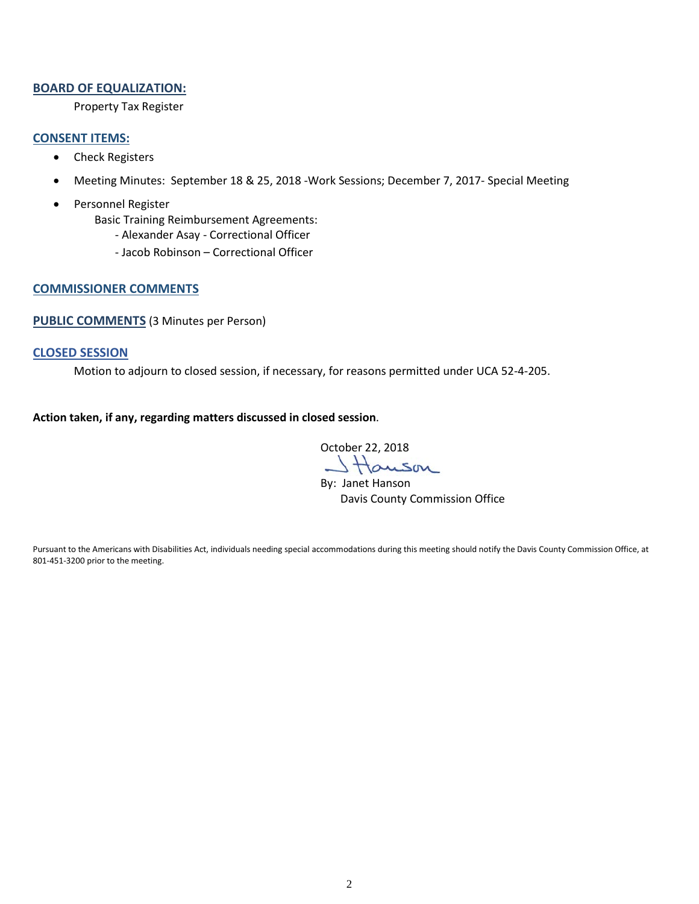## BOARD OF EQUALIZATION:

Property Tax Register

## CONSENT ITEMS:

- Check Registers
- Meeting Minutes: September 18 & 25, 2018 -Work Sessions; December 7, 2017- Special Meeting
- Personnel Register

    Basic Training Reimbursement Agreements:

    - Alexander Asay - Correctional Officer
    - Jacob Robinson – Correctional Officer

## COMMISSIONER COMMENTS

## PUBLIC COMMENTS (3 Minutes per Person)

## CLOSED SESSION

Motion to adjourn to closed session, if necessary, for reasons permitted under UCA 52-4-205.

**Action taken, if any, regarding matters discussed in closed session**.

October 22, 2018

J Hanson

By: Janet Hanson
Davis County Commission Office

Pursuant to the Americans with Disabilities Act, individuals needing special accommodations during this meeting should notify the Davis County Commission Office, at 801-451-3200 prior to the meeting.